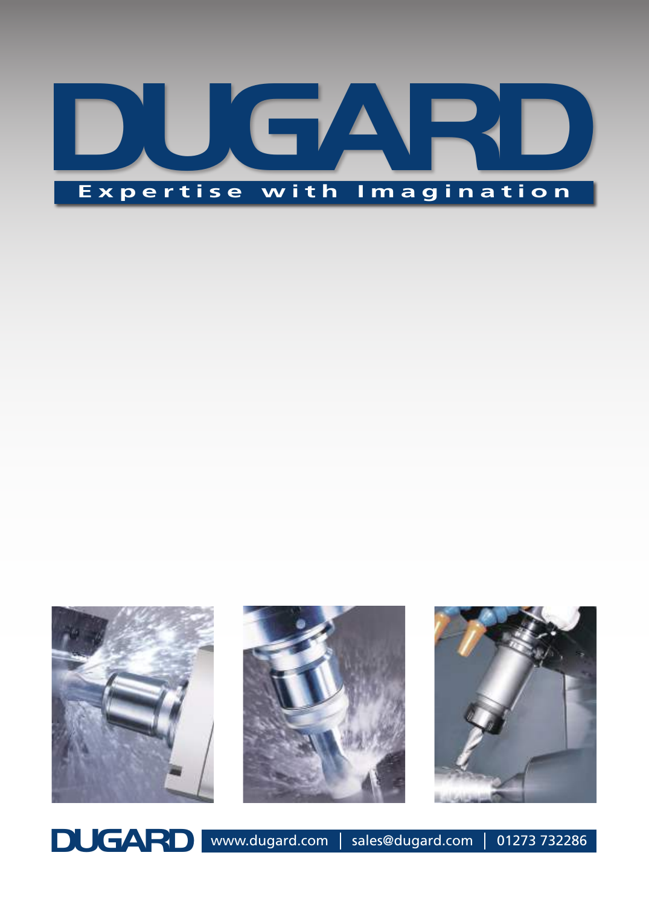# DUGARD

**Expertise with Imagination**

DUGARD | www.dugard.com | sales@dugard.com | 01273 732286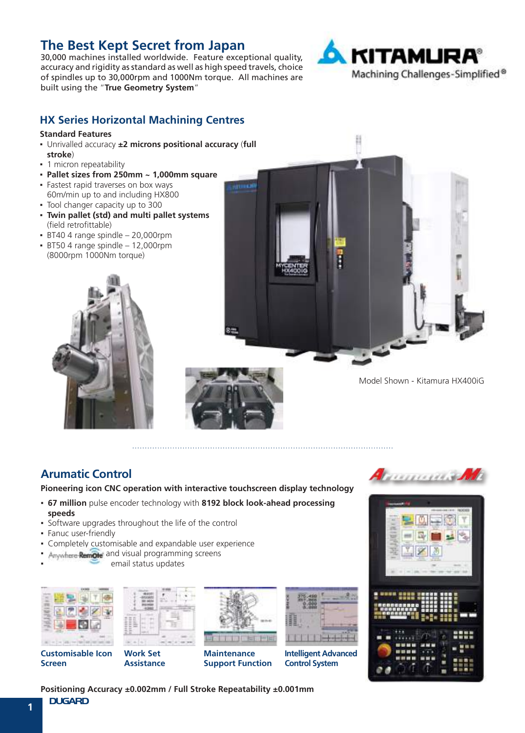# The Best Kept Secret from Japan

30,000 machines installed worldwide. Feature exceptional quality, accuracy and rigidity as standard as well as high speed travels, choice of spindles up to 30,000rpm and 1000Nm torque. All machines are built using the "**True Geometry System**"

KITAMURA®
Machining Challenges-Simplified®

## HX Series Horizontal Machining Centres

**Standard Features**

- Unrivalled accuracy **±2 microns positional accuracy** (**full stroke**)
- 1 micron repeatability
- **Pallet sizes from 250mm ~ 1,000mm square**
- Fastest rapid traverses on box ways 60m/min up to and including HX800
- Tool changer capacity up to 300
- **Twin pallet (std) and multi pallet systems** (field retrofittable)
- BT40 4 range spindle – 20,000rpm
- BT50 4 range spindle – 12,000rpm (8000rpm 1000Nm torque)

Model Shown - Kitamura HX400iG

## Arumatic Control

**Pioneering icon CNC operation with interactive touchscreen display technology**

- **67 million** pulse encoder technology with **8192 block look-ahead processing speeds**
- Software upgrades throughout the life of the control
- Fanuc user-friendly
- Completely customisable and expandable user experience
- Anywhere-Remote and visual programming screens
- email status updates

Customisable Icon Screen | Work Set Assistance | Maintenance Support Function | Intelligent Advanced Control System

**Positioning Accuracy ±0.002mm / Full Stroke Repeatability ±0.001mm**

DUGARD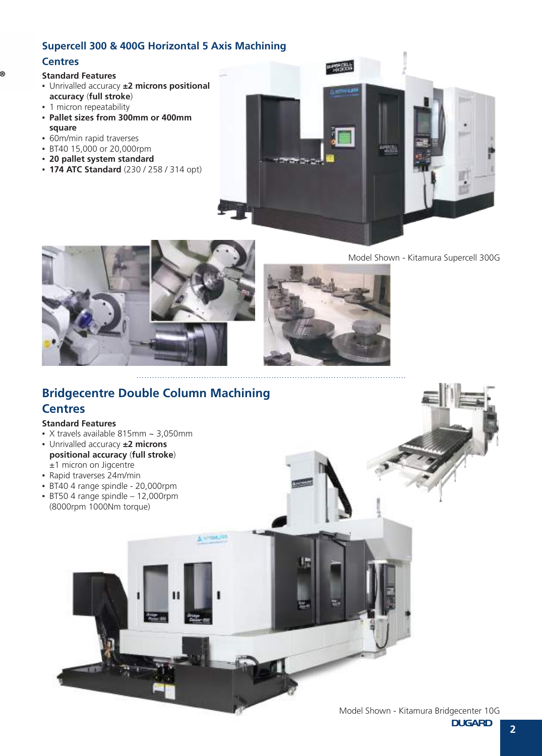## Supercell 300 & 400G Horizontal 5 Axis Machining Centres

### Standard Features

- Unrivalled accuracy **±2 microns positional accuracy** (**full stroke**)
- 1 micron repeatability
- **Pallet sizes from 300mm or 400mm square**
- 60m/min rapid traverses
- BT40 15,000 or 20,000rpm
- **20 pallet system standard**
- **174 ATC Standard** (230 / 258 / 314 opt)

Model Shown - Kitamura Supercell 300G

## Bridgecentre Double Column Machining Centres

### Standard Features

- X travels available 815mm ~ 3,050mm
- Unrivalled accuracy **±2 microns positional accuracy** (**full stroke**) ±1 micron on Jigcentre
- Rapid traverses 24m/min
- BT40 4 range spindle - 20,000rpm
- BT50 4 range spindle – 12,000rpm (8000rpm 1000Nm torque)

Model Shown - Kitamura Bridgecenter 10G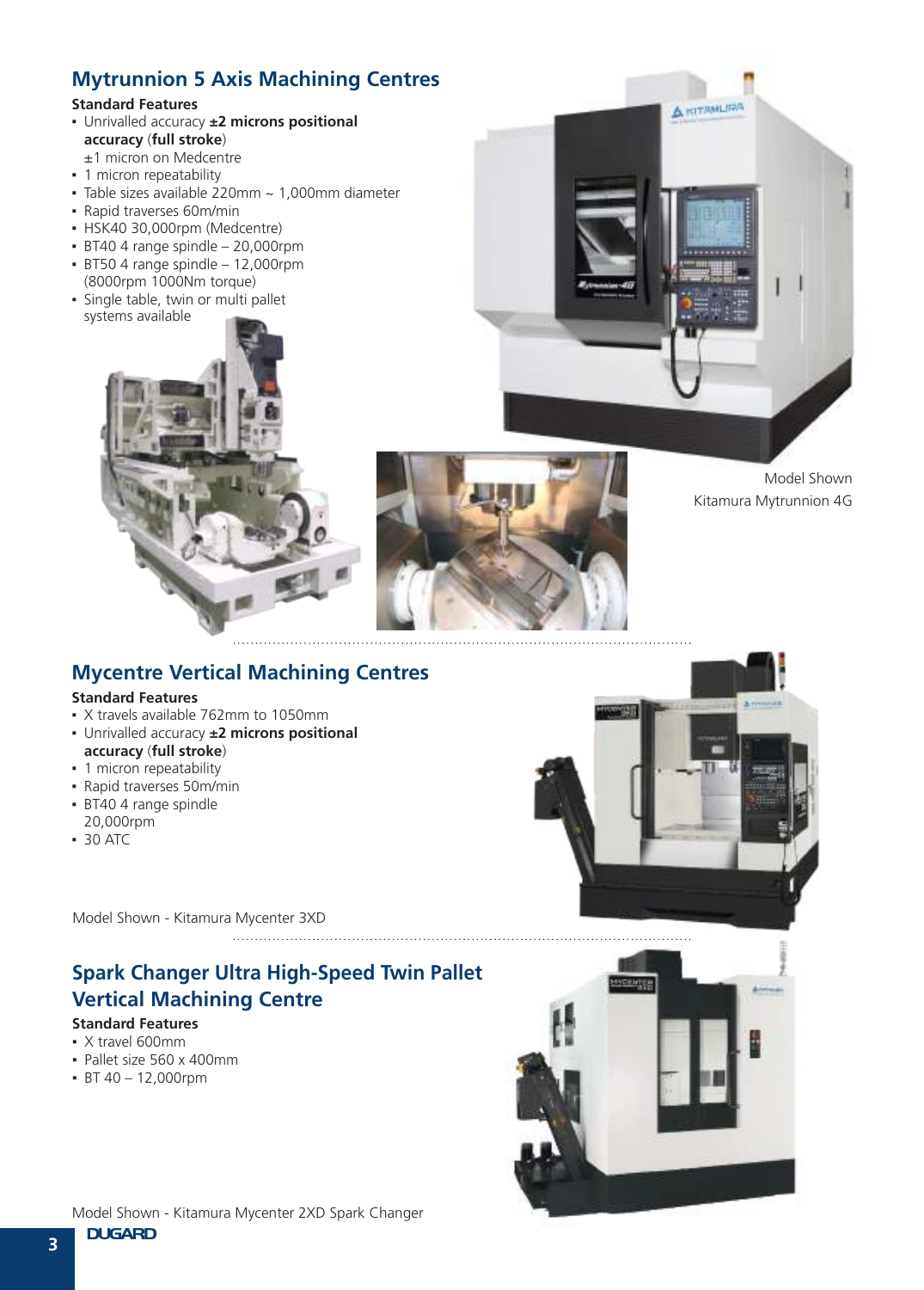## Mytrunnion 5 Axis Machining Centres

**Standard Features**

- Unrivalled accuracy **±2 microns positional accuracy** (**full stroke**)
  ±1 micron on Medcentre
- 1 micron repeatability
- Table sizes available 220mm ~ 1,000mm diameter
- Rapid traverses 60m/min
- HSK40 30,000rpm (Medcentre)
- BT40 4 range spindle – 20,000rpm
- BT50 4 range spindle – 12,000rpm (8000rpm 1000Nm torque)
- Single table, twin or multi pallet systems available

Model Shown
Kitamura Mytrunnion 4G

## Mycentre Vertical Machining Centres

**Standard Features**

- X travels available 762mm to 1050mm
- Unrivalled accuracy **±2 microns positional accuracy** (**full stroke**)
- 1 micron repeatability
- Rapid traverses 50m/min
- BT40 4 range spindle 20,000rpm
- 30 ATC

Model Shown - Kitamura Mycenter 3XD

## Spark Changer Ultra High-Speed Twin Pallet Vertical Machining Centre

**Standard Features**

- X travel 600mm
- Pallet size 560 x 400mm
- BT 40 – 12,000rpm

Model Shown - Kitamura Mycenter 2XD Spark Changer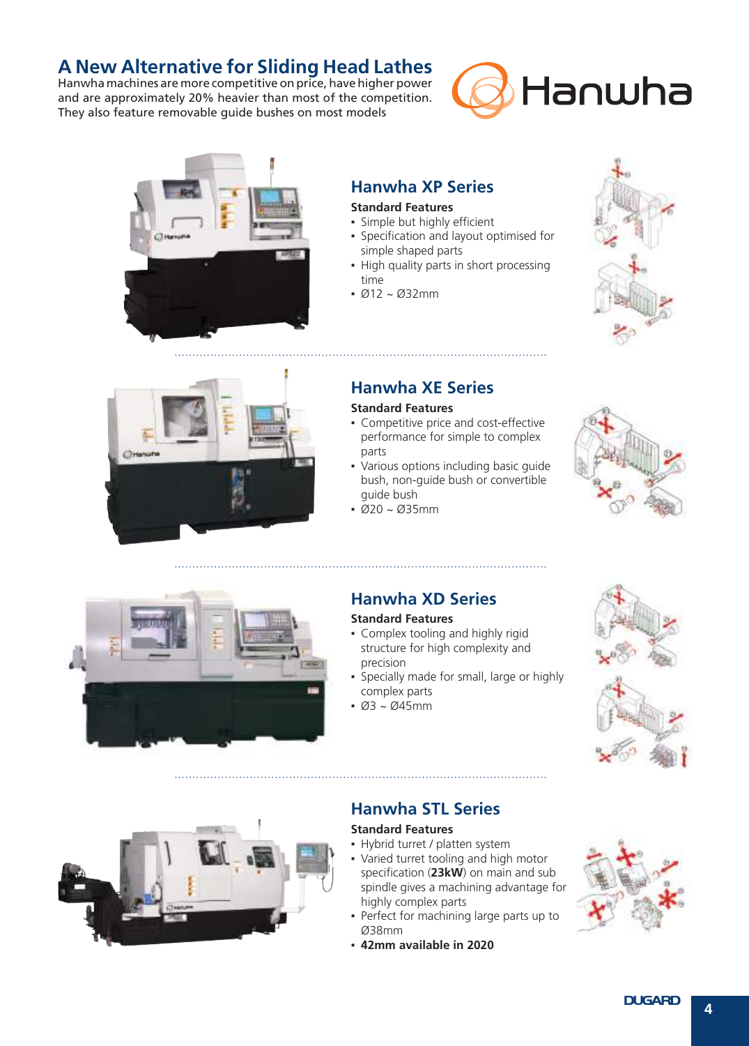# A New Alternative for Sliding Head Lathes

Hanwha machines are more competitive on price, have higher power and are approximately 20% heavier than most of the competition. They also feature removable guide bushes on most models

## Hanwha XP Series

**Standard Features**

- Simple but highly efficient
- Specification and layout optimised for simple shaped parts
- High quality parts in short processing time
- Ø12 ~ Ø32mm

## Hanwha XE Series

**Standard Features**

- Competitive price and cost-effective performance for simple to complex parts
- Various options including basic guide bush, non-guide bush or convertible guide bush
- Ø20 ~ Ø35mm

## Hanwha XD Series

**Standard Features**

- Complex tooling and highly rigid structure for high complexity and precision
- Specially made for small, large or highly complex parts
- Ø3 ~ Ø45mm

## Hanwha STL Series

**Standard Features**

- Hybrid turret / platten system
- Varied turret tooling and high motor specification (**23kW**) on main and sub spindle gives a machining advantage for highly complex parts
- Perfect for machining large parts up to Ø38mm
- **42mm available in 2020**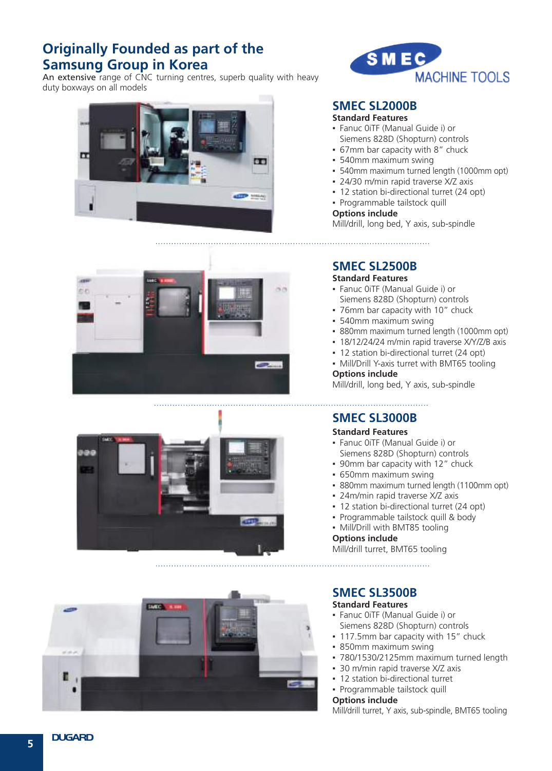# Originally Founded as part of the Samsung Group in Korea

An extensive range of CNC turning centres, superb quality with heavy duty boxways on all models

SMEC MACHINE TOOLS

## SMEC SL2000B

**Standard Features**

- Fanuc 0iTF (Manual Guide i) or Siemens 828D (Shopturn) controls
- 67mm bar capacity with 8" chuck
- 540mm maximum swing
- 540mm maximum turned length (1000mm opt)
- 24/30 m/min rapid traverse X/Z axis
- 12 station bi-directional turret (24 opt)
- Programmable tailstock quill

**Options include**

Mill/drill, long bed, Y axis, sub-spindle

## SMEC SL2500B

**Standard Features**

- Fanuc 0iTF (Manual Guide i) or Siemens 828D (Shopturn) controls
- 76mm bar capacity with 10" chuck
- 540mm maximum swing
- 880mm maximum turned length (1000mm opt)
- 18/12/24/24 m/min rapid traverse X/Y/Z/B axis
- 12 station bi-directional turret (24 opt)
- Mill/Drill Y-axis turret with BMT65 tooling

**Options include**

Mill/drill, long bed, Y axis, sub-spindle

## SMEC SL3000B

**Standard Features**

- Fanuc 0iTF (Manual Guide i) or Siemens 828D (Shopturn) controls
- 90mm bar capacity with 12" chuck
- 650mm maximum swing
- 880mm maximum turned length (1100mm opt)
- 24m/min rapid traverse X/Z axis
- 12 station bi-directional turret (24 opt)
- Programmable tailstock quill & body
- Mill/Drill with BMT85 tooling

**Options include**

Mill/drill turret, BMT65 tooling

## SMEC SL3500B

**Standard Features**

- Fanuc 0iTF (Manual Guide i) or Siemens 828D (Shopturn) controls
- 117.5mm bar capacity with 15" chuck
- 850mm maximum swing
- 780/1530/2125mm maximum turned length
- 30 m/min rapid traverse X/Z axis
- 12 station bi-directional turret
- Programmable tailstock quill

**Options include**

Mill/drill turret, Y axis, sub-spindle, BMT65 tooling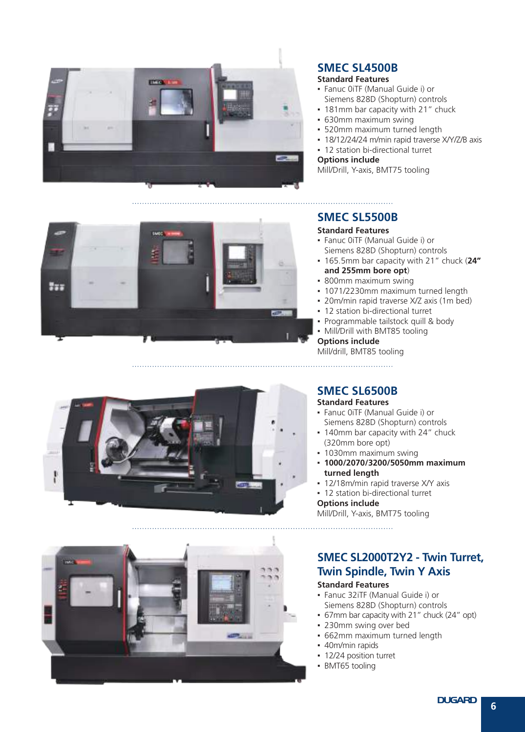## SMEC SL4500B

**Standard Features**

- Fanuc 0iTF (Manual Guide i) or Siemens 828D (Shopturn) controls
- 181mm bar capacity with 21" chuck
- 630mm maximum swing
- 520mm maximum turned length
- 18/12/24/24 m/min rapid traverse X/Y/Z/B axis
- 12 station bi-directional turret

**Options include**

Mill/Drill, Y-axis, BMT75 tooling

## SMEC SL5500B

**Standard Features**

- Fanuc 0iTF (Manual Guide i) or Siemens 828D (Shopturn) controls
- 165.5mm bar capacity with 21" chuck (**24" and 255mm bore opt**)
- 800mm maximum swing
- 1071/2230mm maximum turned length
- 20m/min rapid traverse X/Z axis (1m bed)
- 12 station bi-directional turret
- Programmable tailstock quill & body
- Mill/Drill with BMT85 tooling

**Options include**

Mill/drill, BMT85 tooling

## SMEC SL6500B

**Standard Features**

- Fanuc 0iTF (Manual Guide i) or Siemens 828D (Shopturn) controls
- 140mm bar capacity with 24" chuck (320mm bore opt)
- 1030mm maximum swing
- **1000/2070/3200/5050mm maximum turned length**
- 12/18m/min rapid traverse X/Y axis
- 12 station bi-directional turret

**Options include**

Mill/Drill, Y-axis, BMT75 tooling

## SMEC SL2000T2Y2 - Twin Turret, Twin Spindle, Twin Y Axis

**Standard Features**

- Fanuc 32iTF (Manual Guide i) or Siemens 828D (Shopturn) controls
- 67mm bar capacity with 21" chuck (24" opt)
- 230mm swing over bed
- 662mm maximum turned length
- 40m/min rapids
- 12/24 position turret
- BMT65 tooling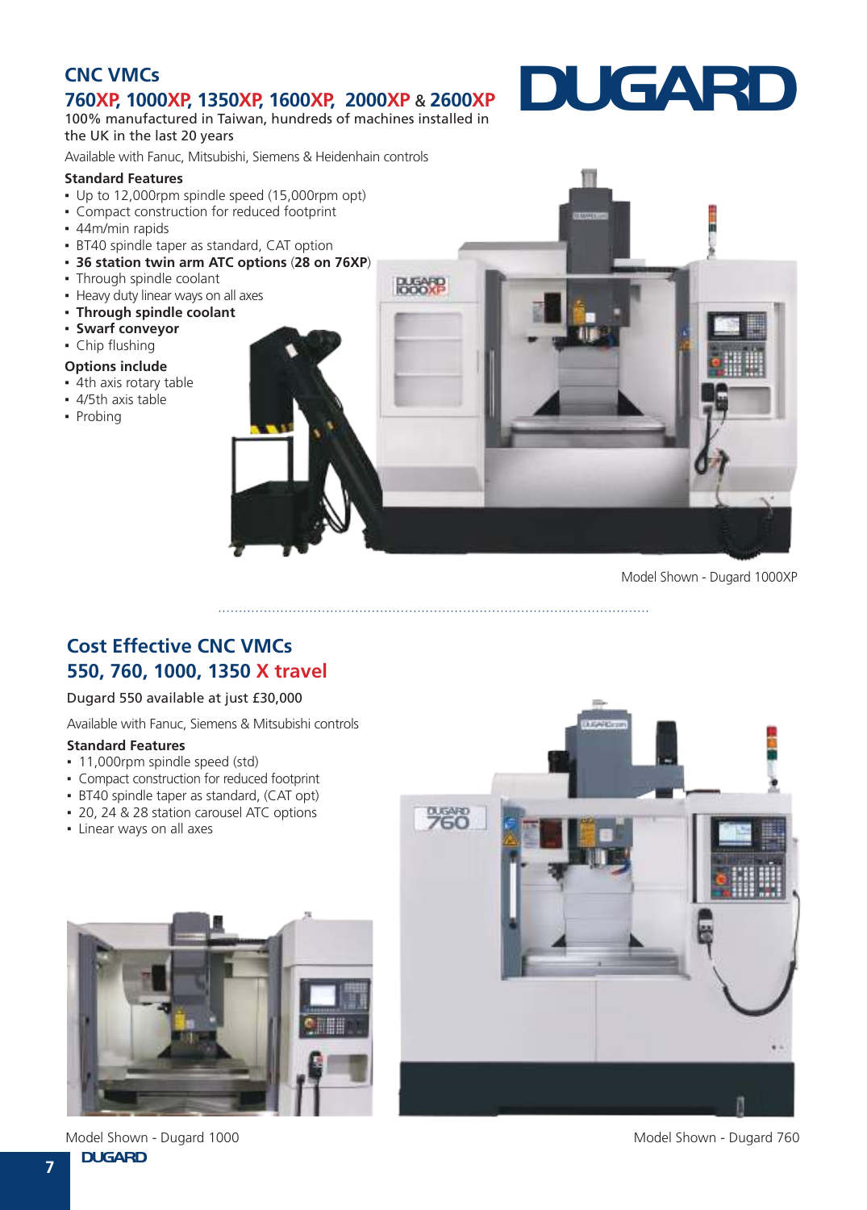# CNC VMCs

## 760XP, 1000XP, 1350XP, 1600XP, 2000XP & 2600XP

100% manufactured in Taiwan, hundreds of machines installed in the UK in the last 20 years

Available with Fanuc, Mitsubishi, Siemens & Heidenhain controls

**Standard Features**

- Up to 12,000rpm spindle speed (15,000rpm opt)
- Compact construction for reduced footprint
- 44m/min rapids
- BT40 spindle taper as standard, CAT option
- **36 station twin arm ATC options** (**28 on 76XP**)
- Through spindle coolant
- Heavy duty linear ways on all axes
- **Through spindle coolant**
- **Swarf conveyor**
- Chip flushing

**Options include**

- 4th axis rotary table
- 4/5th axis table
- Probing

Model Shown - Dugard 1000XP

# Cost Effective CNC VMCs

## 550, 760, 1000, 1350 X travel

Dugard 550 available at just £30,000

Available with Fanuc, Siemens & Mitsubishi controls

**Standard Features**

- 11,000rpm spindle speed (std)
- Compact construction for reduced footprint
- BT40 spindle taper as standard, (CAT opt)
- 20, 24 & 28 station carousel ATC options
- Linear ways on all axes

Model Shown - Dugard 1000

Model Shown - Dugard 760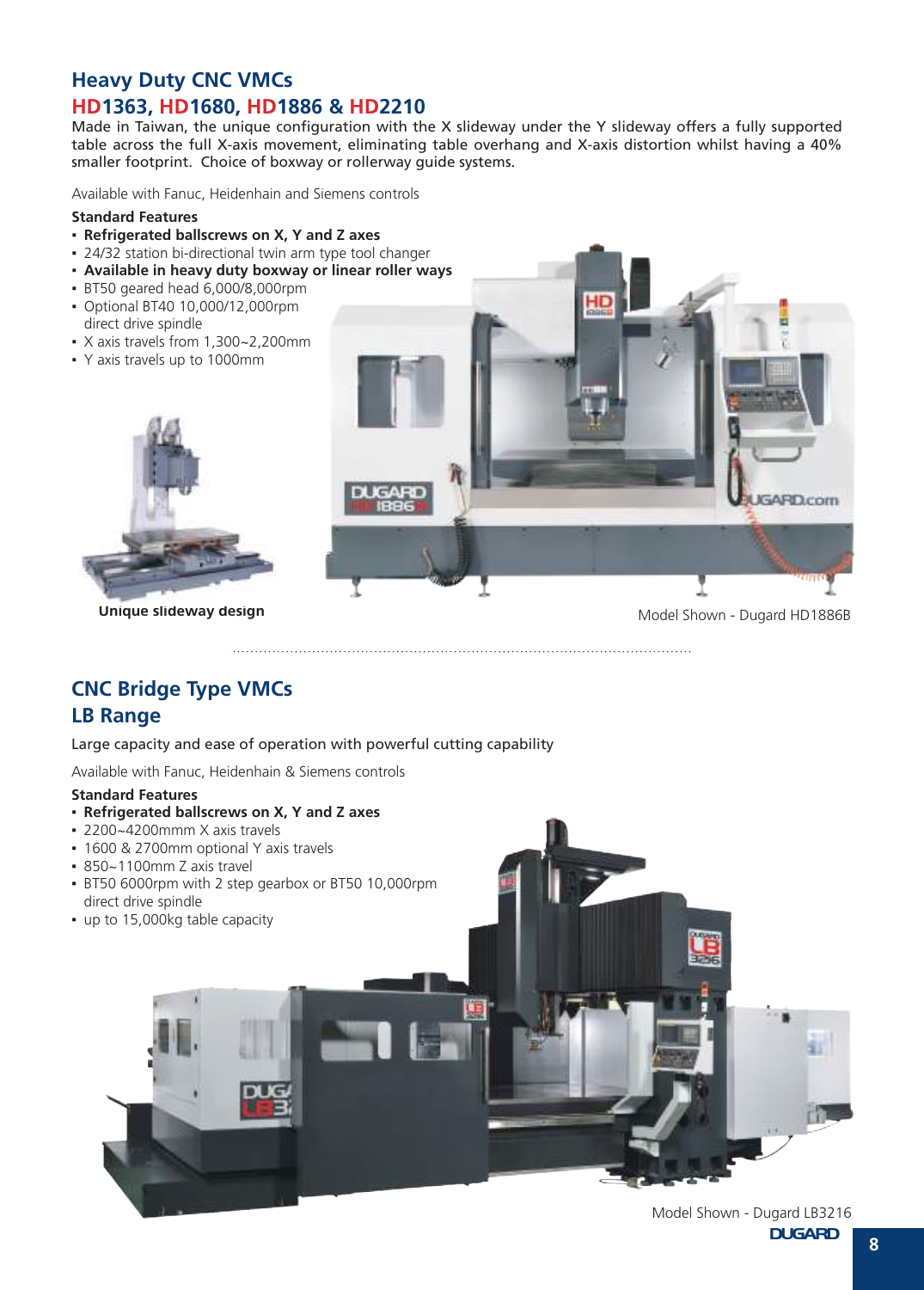## Heavy Duty CNC VMCs

## HD1363, HD1680, HD1886 & HD2210

Made in Taiwan, the unique configuration with the X slideway under the Y slideway offers a fully supported table across the full X-axis movement, eliminating table overhang and X-axis distortion whilst having a 40% smaller footprint. Choice of boxway or rollerway guide systems.

Available with Fanuc, Heidenhain and Siemens controls

**Standard Features**

- **Refrigerated ballscrews on X, Y and Z axes**
- 24/32 station bi-directional twin arm type tool changer
- **Available in heavy duty boxway or linear roller ways**
- BT50 geared head 6,000/8,000rpm
- Optional BT40 10,000/12,000rpm direct drive spindle
- X axis travels from 1,300~2,200mm
- Y axis travels up to 1000mm

**Unique slideway design**

Model Shown - Dugard HD1886B

## CNC Bridge Type VMCs

## LB Range

Large capacity and ease of operation with powerful cutting capability

Available with Fanuc, Heidenhain & Siemens controls

**Standard Features**

- **Refrigerated ballscrews on X, Y and Z axes**
- 2200~4200mmm X axis travels
- 1600 & 2700mm optional Y axis travels
- 850~1100mm Z axis travel
- BT50 6000rpm with 2 step gearbox or BT50 10,000rpm direct drive spindle
- up to 15,000kg table capacity

Model Shown - Dugard LB3216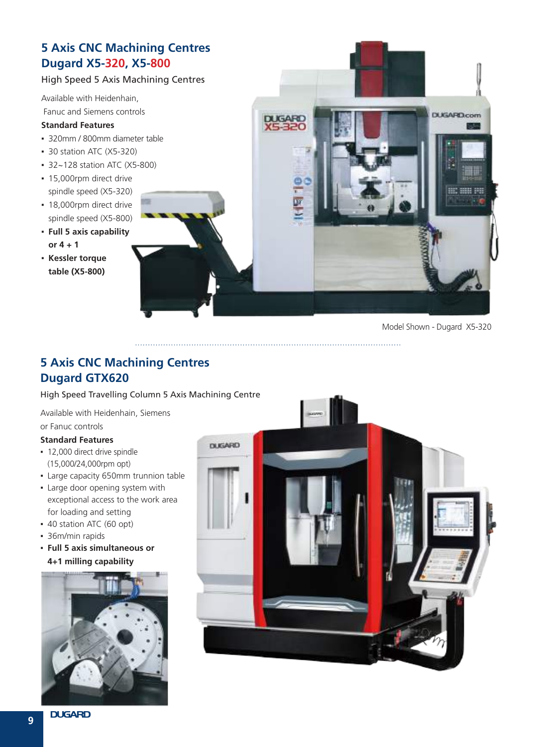## 5 Axis CNC Machining Centres
## Dugard X5-320, X5-800

High Speed 5 Axis Machining Centres

Available with Heidenhain, Fanuc and Siemens controls

**Standard Features**

- 320mm / 800mm diameter table
- 30 station ATC (X5-320)
- 32~128 station ATC (X5-800)
- 15,000rpm direct drive spindle speed (X5-320)
- 18,000rpm direct drive spindle speed (X5-800)
- **Full 5 axis capability or 4 + 1**
- **Kessler torque table (X5-800)**

Model Shown - Dugard X5-320

## 5 Axis CNC Machining Centres
## Dugard GTX620

High Speed Travelling Column 5 Axis Machining Centre

Available with Heidenhain, Siemens or Fanuc controls

**Standard Features**

- 12,000 direct drive spindle (15,000/24,000rpm opt)
- Large capacity 650mm trunnion table
- Large door opening system with exceptional access to the work area for loading and setting
- 40 station ATC (60 opt)
- 36m/min rapids
- **Full 5 axis simultaneous or 4+1 milling capability**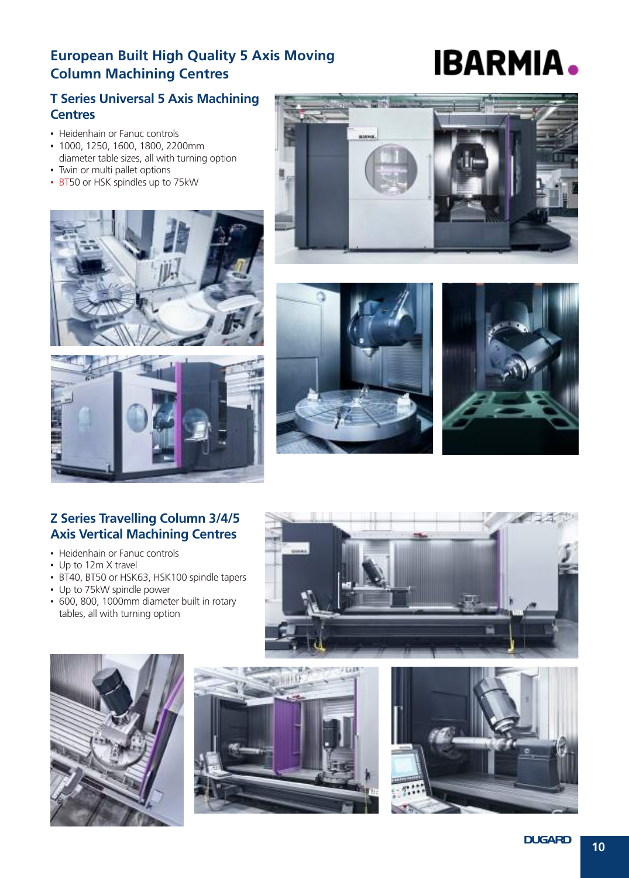# European Built High Quality 5 Axis Moving Column Machining Centres

IBARMIA.

## T Series Universal 5 Axis Machining Centres

- Heidenhain or Fanuc controls
- 1000, 1250, 1600, 1800, 2200mm diameter table sizes, all with turning option
- Twin or multi pallet options
- BT50 or HSK spindles up to 75kW

## Z Series Travelling Column 3/4/5 Axis Vertical Machining Centres

- Heidenhain or Fanuc controls
- Up to 12m X travel
- BT40, BT50 or HSK63, HSK100 spindle tapers
- Up to 75kW spindle power
- 600, 800, 1000mm diameter built in rotary tables, all with turning option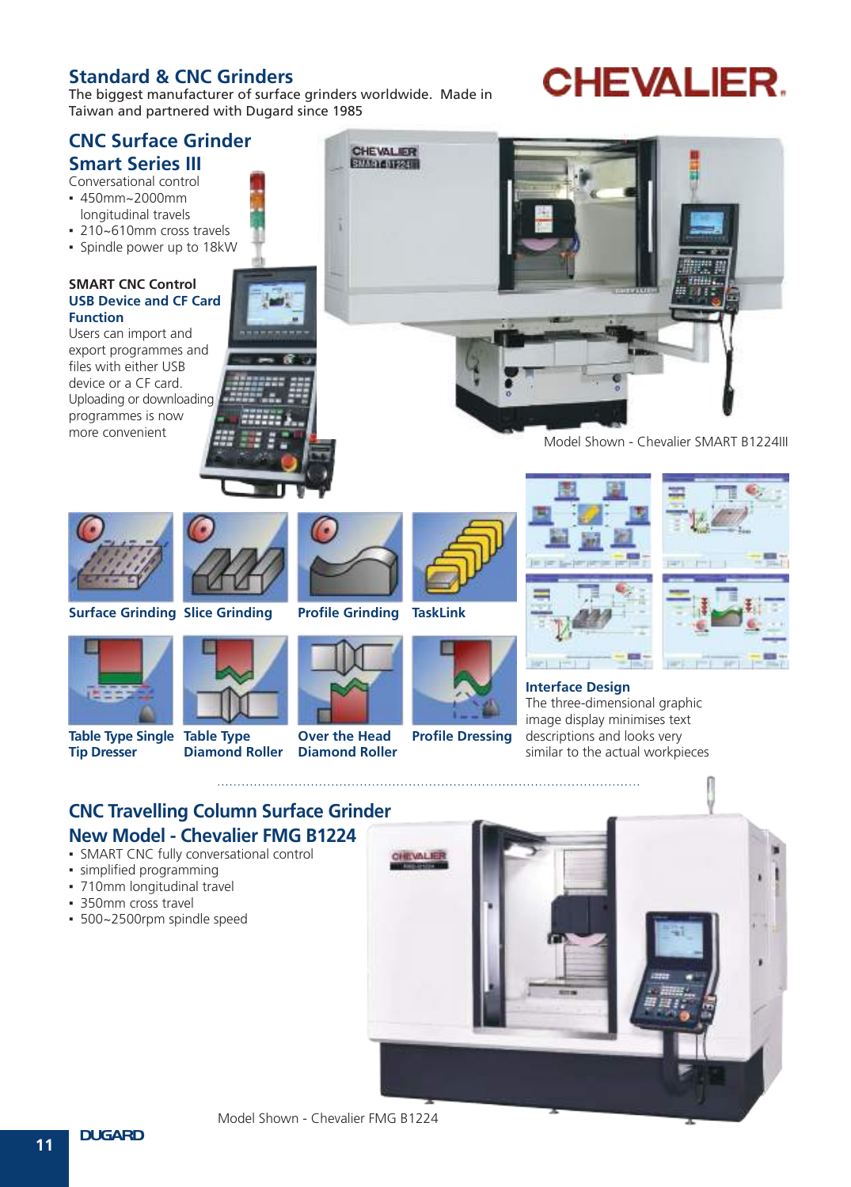## Standard & CNC Grinders

The biggest manufacturer of surface grinders worldwide. Made in Taiwan and partnered with Dugard since 1985

CHEVALIER.

### CNC Surface Grinder Smart Series III

Conversational control

- 450mm~2000mm longitudinal travels
- 210~610mm cross travels
- Spindle power up to 18kW

**SMART CNC Control**

**USB Device and CF Card Function**

Users can import and export programmes and files with either USB device or a CF card. Uploading or downloading programmes is now more convenient

Model Shown - Chevalier SMART B1224III

Surface Grinding

Slice Grinding

Profile Grinding

TaskLink

Table Type Single Tip Dresser

Table Type Diamond Roller

Over the Head Diamond Roller

Profile Dressing

**Interface Design**

The three-dimensional graphic image display minimises text descriptions and looks very similar to the actual workpieces

### CNC Travelling Column Surface Grinder New Model - Chevalier FMG B1224

- SMART CNC fully conversational control
- simplified programming
- 710mm longitudinal travel
- 350mm cross travel
- 500~2500rpm spindle speed

Model Shown - Chevalier FMG B1224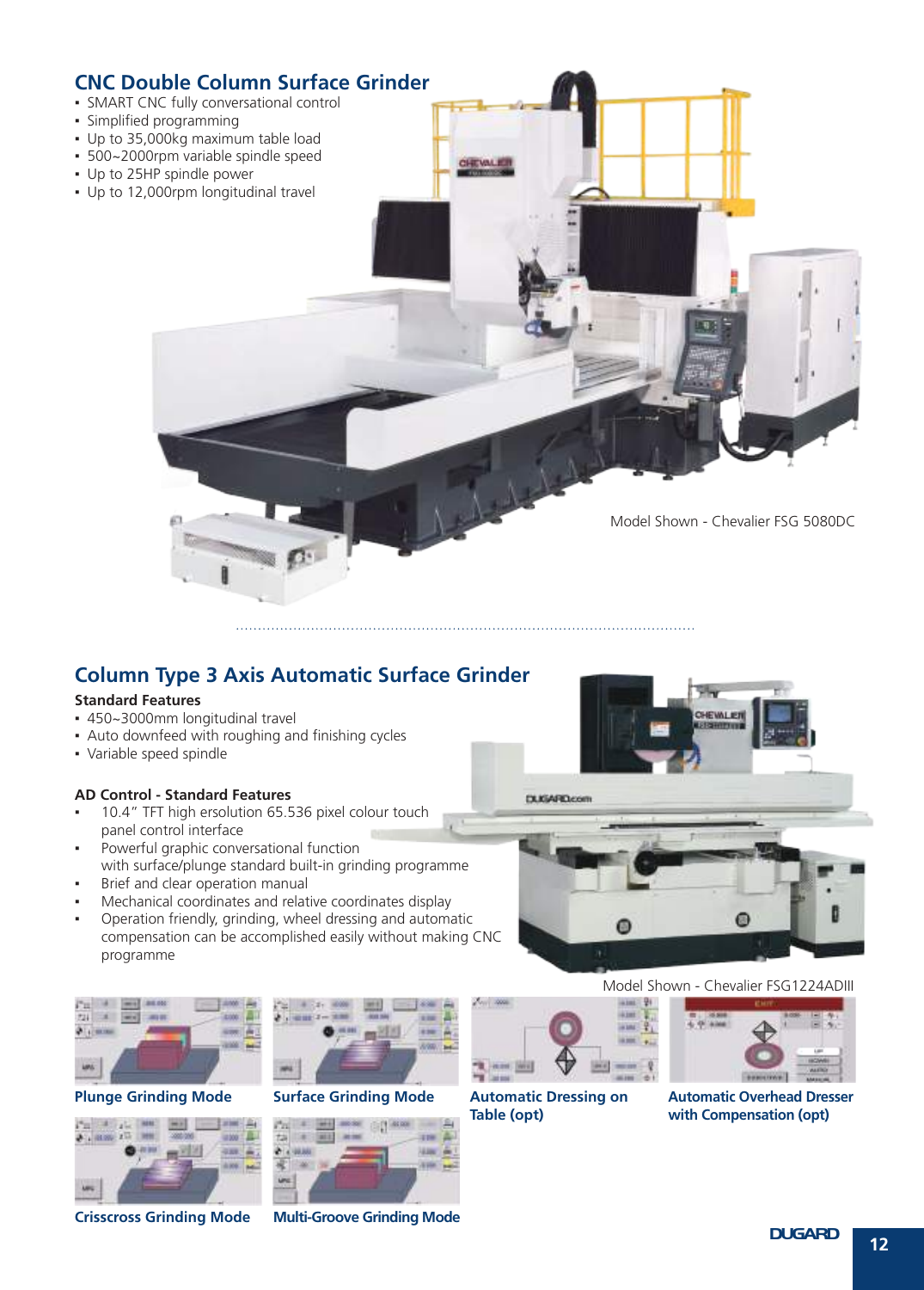## CNC Double Column Surface Grinder

- SMART CNC fully conversational control
- Simplified programming
- Up to 35,000kg maximum table load
- 500~2000rpm variable spindle speed
- Up to 25HP spindle power
- Up to 12,000rpm longitudinal travel

Model Shown - Chevalier FSG 5080DC

## Column Type 3 Axis Automatic Surface Grinder

**Standard Features**

- 450~3000mm longitudinal travel
- Auto downfeed with roughing and finishing cycles
- Variable speed spindle

**AD Control - Standard Features**

- 10.4" TFT high ersolution 65.536 pixel colour touch panel control interface
- Powerful graphic conversational function with surface/plunge standard built-in grinding programme
- Brief and clear operation manual
- Mechanical coordinates and relative coordinates display
- Operation friendly, grinding, wheel dressing and automatic compensation can be accomplished easily without making CNC programme

Model Shown - Chevalier FSG1224ADIII

Plunge Grinding Mode

Surface Grinding Mode

Automatic Dressing on Table (opt)

Automatic Overhead Dresser with Compensation (opt)

Crisscross Grinding Mode

Multi-Groove Grinding Mode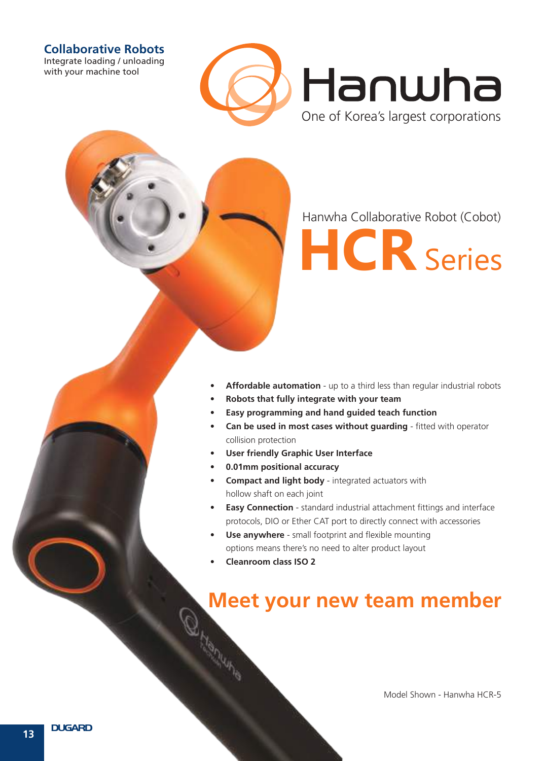## Collaborative Robots

Integrate loading / unloading with your machine tool

# Hanwha

One of Korea's largest corporations

Hanwha Collaborative Robot (Cobot)

# HCR Series

- **Affordable automation** - up to a third less than regular industrial robots
- **Robots that fully integrate with your team**
- **Easy programming and hand guided teach function**
- **Can be used in most cases without guarding** - fitted with operator collision protection
- **User friendly Graphic User Interface**
- **0.01mm positional accuracy**
- **Compact and light body** - integrated actuators with hollow shaft on each joint
- **Easy Connection** - standard industrial attachment fittings and interface protocols, DIO or Ether CAT port to directly connect with accessories
- **Use anywhere** - small footprint and flexible mounting options means there's no need to alter product layout
- **Cleanroom class ISO 2**

## Meet your new team member

Model Shown - Hanwha HCR-5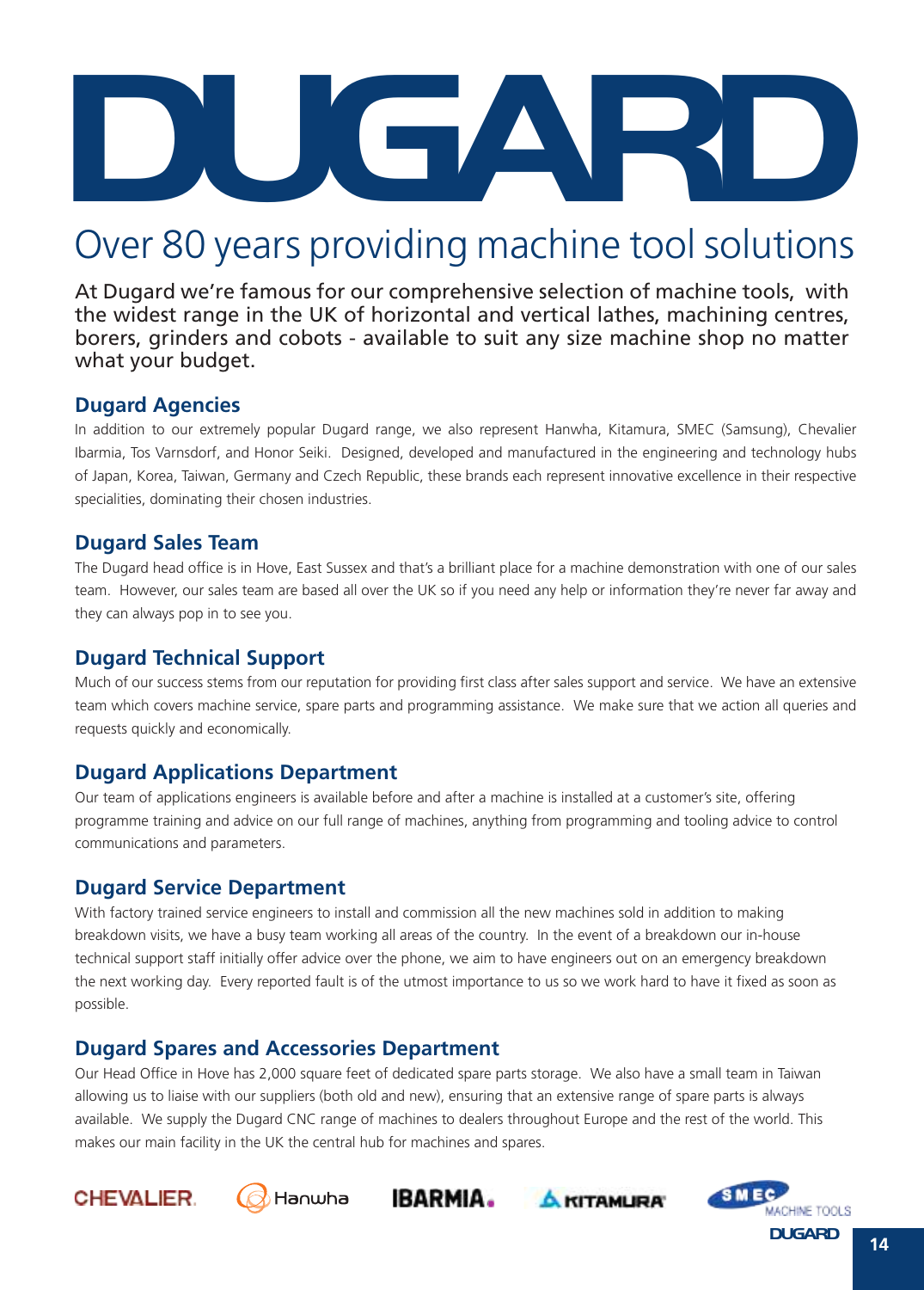# DUGARD

## Over 80 years providing machine tool solutions

At Dugard we're famous for our comprehensive selection of machine tools, with the widest range in the UK of horizontal and vertical lathes, machining centres, borers, grinders and cobots - available to suit any size machine shop no matter what your budget.

### Dugard Agencies

In addition to our extremely popular Dugard range, we also represent Hanwha, Kitamura, SMEC (Samsung), Chevalier Ibarmia, Tos Varnsdorf, and Honor Seiki. Designed, developed and manufactured in the engineering and technology hubs of Japan, Korea, Taiwan, Germany and Czech Republic, these brands each represent innovative excellence in their respective specialities, dominating their chosen industries.

### Dugard Sales Team

The Dugard head office is in Hove, East Sussex and that's a brilliant place for a machine demonstration with one of our sales team. However, our sales team are based all over the UK so if you need any help or information they're never far away and they can always pop in to see you.

### Dugard Technical Support

Much of our success stems from our reputation for providing first class after sales support and service. We have an extensive team which covers machine service, spare parts and programming assistance. We make sure that we action all queries and requests quickly and economically.

### Dugard Applications Department

Our team of applications engineers is available before and after a machine is installed at a customer's site, offering programme training and advice on our full range of machines, anything from programming and tooling advice to control communications and parameters.

### Dugard Service Department

With factory trained service engineers to install and commission all the new machines sold in addition to making breakdown visits, we have a busy team working all areas of the country. In the event of a breakdown our in-house technical support staff initially offer advice over the phone, we aim to have engineers out on an emergency breakdown the next working day. Every reported fault is of the utmost importance to us so we work hard to have it fixed as soon as possible.

### Dugard Spares and Accessories Department

Our Head Office in Hove has 2,000 square feet of dedicated spare parts storage. We also have a small team in Taiwan allowing us to liaise with our suppliers (both old and new), ensuring that an extensive range of spare parts is always available. We supply the Dugard CNC range of machines to dealers throughout Europe and the rest of the world. This makes our main facility in the UK the central hub for machines and spares.

CHEVALIER. Hanwha IBARMIA. KITAMURA SMEC MACHINE TOOLS DUGARD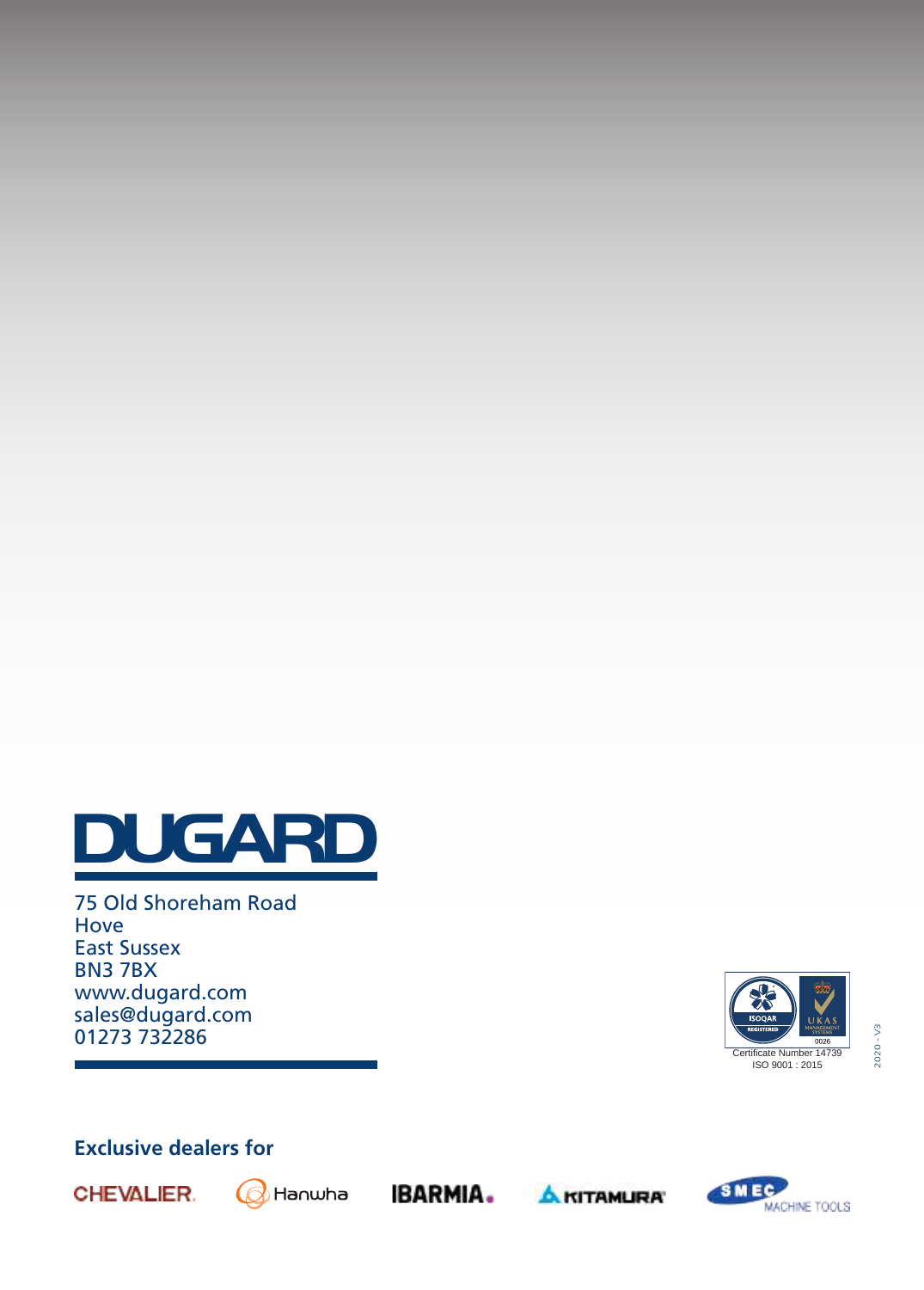DUGARD

75 Old Shoreham Road
Hove
East Sussex
BN3 7BX
www.dugard.com
sales@dugard.com
01273 732286

ISOQAR REGISTERED
UKAS MANAGEMENT SYSTEMS
0026
Certificate Number 14739
ISO 9001 : 2015

2020 - V3

**Exclusive dealers for**

CHEVALIER. Hanwha IBARMIA. KITAMURA SMEC MACHINE TOOLS